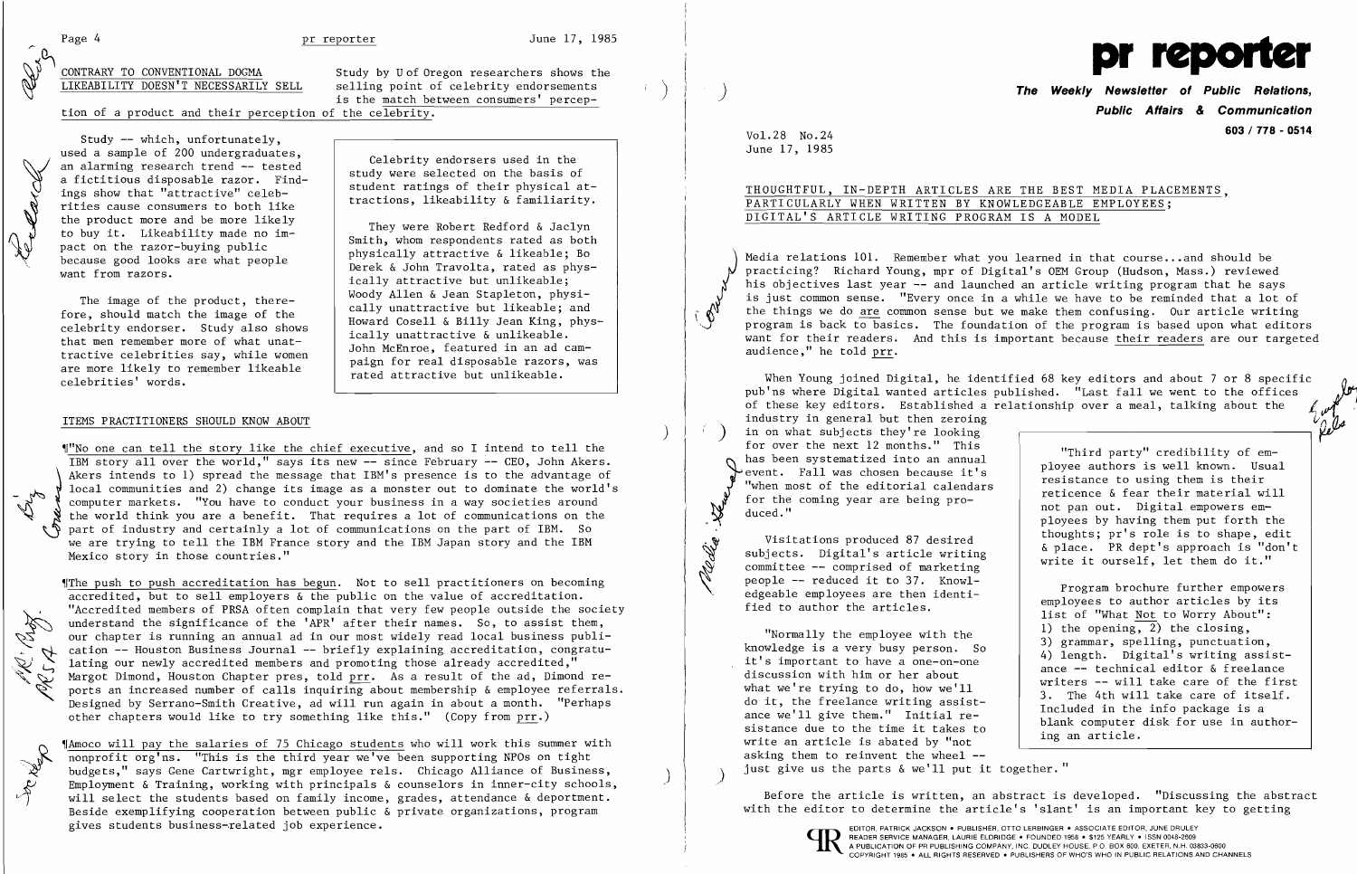## CONTRARY TO CONVENTIONAL DOGMA LIKEABILITY DOESN'T NECESSARILY SELL

Study by U of Oregon researchers shows the selling point of celebrity endorsements is the match between consumers' perception of a product and their perception of the celebrity.

Study -- which, unfortunately, used a sample of 200 undergraduates, an alarming research trend -- tested a fictitious disposable razor. Findings show that "attractive" celebrities cause consumers to both like the product more and be more likely to buy it. Likeability made no impact on the razor-buying public because good looks are what people want from razors.

The image of the product, therefore, should match the image of the celebrity endorser. Study also shows that men remember more of what unattractive celebrities say, while women are more likely to remember likeable celebrities' words.

> Celebrity endorsers used in the study were selected on the basis of student ratings of their physical attractions, likeability & familiarity.
>
> They were Robert Redford & Jaclyn Smith, whom respondents rated as both physically attractive & likeable; Bo Derek & John Travolta, rated as physically attractive but unlikeable; Woody Allen & Jean Stapleton, physically unattractive but likeable; and Howard Cosell & Billy Jean King, physically unattractive & unlikeable. John McEnroe, featured in an ad campaign for real disposable razors, was rated attractive but unlikeable.

## ITEMS PRACTITIONERS SHOULD KNOW ABOUT

¶"No one can tell the story like the chief executive, and so I intend to tell the IBM story all over the world," says its new -- since February -- CEO, John Akers. Akers intends to 1) spread the message that IBM's presence is to the advantage of local communities and 2) change its image as a monster out to dominate the world's computer markets. "You have to conduct your business in a way societies around the world think you are a benefit. That requires a lot of communications on the part of industry and certainly a lot of communications on the part of IBM. So we are trying to tell the IBM France story and the IBM Japan story and the IBM Mexico story in those countries."

¶The push to push accreditation has begun. Not to sell practitioners on becoming accredited, but to sell employers & the public on the value of accreditation. "Accredited members of PRSA often complain that very few people outside the society understand the significance of the 'APR' after their names. So, to assist them, our chapter is running an annual ad in our most widely read local business publication -- Houston Business Journal -- briefly explaining accreditation, congratulating our newly accredited members and promoting those already accredited," Margot Dimond, Houston Chapter pres, told prr. As a result of the ad, Dimond reports an increased number of calls inquiring about membership & employee referrals. Designed by Serrano-Smith Creative, ad will run again in about a month. "Perhaps other chapters would like to try something like this." (Copy from prr.)

¶Amoco will pay the salaries of 75 Chicago students who will work this summer with nonprofit org'ns. "This is the third year we've been supporting NPOs on tight budgets," says Gene Cartwright, mgr employee rels. Chicago Alliance of Business, Employment & Training, working with principals & counselors in inner-city schools, will select the students based on family income, grades, attendance & deportment. Beside exemplifying cooperation between public & private organizations, program gives students business-related job experience.

# pr reporter

**The Weekly Newsletter of Public Relations, Public Affairs & Communication**

603 / 778 - 0514

Vol.28 No.24
June 17, 1985

## THOUGHTFUL, IN-DEPTH ARTICLES ARE THE BEST MEDIA PLACEMENTS, PARTICULARLY WHEN WRITTEN BY KNOWLEDGEABLE EMPLOYEES; DIGITAL'S ARTICLE WRITING PROGRAM IS A MODEL

Media relations 101. Remember what you learned in that course...and should be practicing? Richard Young, mpr of Digital's OEM Group (Hudson, Mass.) reviewed his objectives last year -- and launched an article writing program that he says is just common sense. "Every once in a while we have to be reminded that a lot of the things we do are common sense but we make them confusing. Our article writing program is back to basics. The foundation of the program is based upon what editors want for their readers. And this is important because their readers are our targeted audience," he told prr.

When Young joined Digital, he identified 68 key editors and about 7 or 8 specific pub'ns where Digital wanted articles published. "Last fall we went to the offices of these key editors. Established a relationship over a meal, talking about the industry in general but then zeroing in on what subjects they're looking for over the next 12 months." This has been systematized into an annual event. Fall was chosen because it's "when most of the editorial calendars for the coming year are being produced."

Visitations produced 87 desired subjects. Digital's article writing committee -- comprised of marketing people -- reduced it to 37. Knowledgeable employees are then identified to author the articles.

"Normally the employee with the knowledge is a very busy person. So it's important to have a one-on-one discussion with him or her about what we're trying to do, how we'll do it, the freelance writing assistance we'll give them." Initial resistance due to the time it takes to write an article is abated by "not asking them to reinvent the wheel -- just give us the parts & we'll put it together."

> "Third party" credibility of employee authors is well known. Usual resistance to using them is their reticence & fear their material will not pan out. Digital empowers employees by having them put forth the thoughts; pr's role is to shape, edit & place. PR dept's approach is "don't write it ourself, let them do it."
>
> Program brochure further empowers employees to author articles by its list of "What Not to Worry About": 1) the opening, 2) the closing, 3) grammar, spelling, punctuation, 4) length. Digital's writing assistance -- technical editor & freelance writers -- will take care of the first 3. The 4th will take care of itself. Included in the info package is a blank computer disk for use in authoring an article.

Before the article is written, an abstract is developed. "Discussing the abstract with the editor to determine the article's 'slant' is an important key to getting

EDITOR, PATRICK JACKSON • PUBLISHER, OTTO LERBINGER • ASSOCIATE EDITOR, JUNE DRULEY
READER SERVICE MANAGER, LAURIE ELDRIDGE • FOUNDED 1958 • $125 YEARLY • ISSN 0048-2609
A PUBLICATION OF PR PUBLISHING COMPANY, INC. DUDLEY HOUSE, P.O. BOX 600, EXETER, N.H. 03833-0600
COPYRIGHT 1985 • ALL RIGHTS RESERVED • PUBLISHERS OF WHO'S WHO IN PUBLIC RELATIONS AND CHANNELS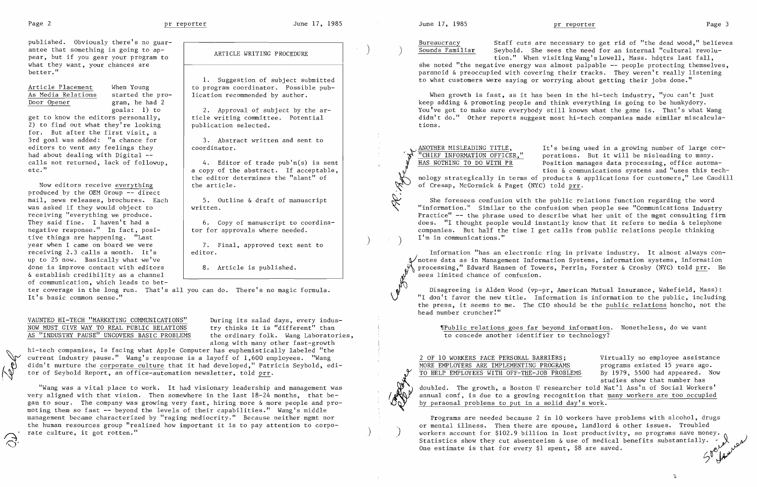published. Obviously there's no guarantee that something is going to appear, but if you gear your program to what they want, your chances are better."

**Article Placement As Media Relations Door Opener** When Young started the program, he had 2 goals: 1) to get to know the editors personally, 2) to find out what they're looking for. But after the first visit, a 3rd goal was added: "a chance for editors to vent any feelings they had about dealing with Digital -- calls not returned, lack of followup, etc."

Now editors receive everything produced by the OEM Group -- direct mail, news releases, brochures. Each was asked if they would object to receiving "everything we produce." They said fine. I haven't had a negative response." In fact, positive things are happening. "Last year when I came on board we were receiving 2.3 calls a month. It's up to 25 now. Basically what we've done is improve contact with editors & establish credibility as a channel of communication, which leads to better coverage in the long run. That's all you can do. There's no magic formula. It's basic common sense."

### ARTICLE WRITING PROCEDURE

1. Suggestion of subject submitted to program coordinator. Possible publication recommended by author.
2. Approval of subject by the article writing committee. Potential publication selected.
3. Abstract written and sent to coordinator.
4. Editor of trade pub'n(s) is sent a copy of the abstract. If acceptable, the editor determines the "slant" of the article.
5. Outline & draft of manuscript written.
6. Copy of manuscript to coordinator for approvals where needed.
7. Final, approved text sent to editor.
8. Article is published.

## VAUNTED HI-TECH "MARKETING COMMUNICATIONS" NOW MUST GIVE WAY TO REAL PUBLIC RELATIONS AS "INDUSTRY PAUSE" UNCOVERS BASIC PROBLEMS

During its salad days, every industry thinks it is "different" than the ordinary folk. Wang Laboratories, along with many other fast-growth hi-tech companies, is facing what Apple Computer has euphemistically labeled "the current industry pause." Wang's response is a layoff of 1,600 employees. "Wang didn't nurture the corporate culture that it had developed," Patricia Seybold, editor of Seybold Report, an office-automation newsletter, told prr.

"Wang was a vital place to work. It had visionary leadership and management was very aligned with that vision. Then somewhere in the last 18-24 months, that began to sour. The company was growing very fast, hiring more & more people and promoting them so fast -- beyond the levels of their capabilities." Wang's middle management became characterized by "raging mediocrity." Because neither mgmt nor the human resources group "realized how important it is to pay attention to corporate culture, it got rotten."

**Bureaucracy Sounds Familiar** Staff cuts are necessary to get rid of "the dead wood," believes Seybold. She sees the need for an internal "cultural revolution." When visiting Wang's Lowell, Mass. hdqtrs last fall, she noted "the negative energy was almost palpable -- people protecting themselves, paranoid & preoccupied with covering their tracks. They weren't really listening to what customers were saying or worrying about getting their jobs done."

When growth is fast, as it has been in the hi-tech industry, "you can't just keep adding & promoting people and think everything is going to be hunkydory. You've got to make sure everybody still knows what the game is. That's what Wang didn't do." Other reports suggest most hi-tech companies made similar miscalculations.

## ANOTHER MISLEADING TITLE, "CHIEF INFORMATION OFFICER," HAS NOTHING TO DO WITH PR

It's being used in a growing number of large corporations. But it will be misleading to many. Position manages data processing, office automation & communications systems and "uses this technology strategically in terms of products & applications for customers," Lee Caudill of Cresap, McCormick & Paget (NYC) told prr.

She foresees confusion with the public relations function regarding the word "information." Similar to the confusion when people see "Communications Industry Practice" -- the phrase used to describe what her unit of the mgmt consulting firm does. "I thought people would instantly know that it refers to media & telephone companies. But half the time I get calls from public relations people thinking I'm in communications."

Information "has an electronic ring in private industry. It almost always connotes data as in Management Information Systems, information systems, information processing," Edward Hansen of Towers, Perrin, Forster & Crosby (NYC) told prr. He sees limited chance of confusion.

Disagreeing is Alden Wood (vp-pr, American Mutual Insurance, Wakefield, Mass): "I don't favor the new title. Information is information to the public, including the press, it seems to me. The CIO should be the public relations honcho, not the head number cruncher!"

¶Public relations goes far beyond information. Nonetheless, do we want to concede another identifier to technology?

## 2 OF 10 WORKERS FACE PERSONAL BARRIERS; MORE EMPLOYERS ARE IMPLEMENTING PROGRAMS TO HELP EMPLOYEES WITH OFF-THE-JOB PROBLEMS

Virtually no employee assistance programs existed 15 years ago. By 1979, 5500 had appeared. Now studies show that number has doubled. The growth, a Boston U researcher told Nat'l Ass'n of Social Workers' annual conf, is due to a growing recognition that many workers are too occupied by personal problems to put in a solid day's work.

Programs are needed because 2 in 10 workers have problems with alcohol, drugs or mental illness. Then there are spouse, landlord & other issues. Troubled workers account for $102.9 billion in lost productivity, so programs save money. Statistics show they cut absenteeism & use of medical benefits substantially. One estimate is that for every $1 spent, $8 are saved.